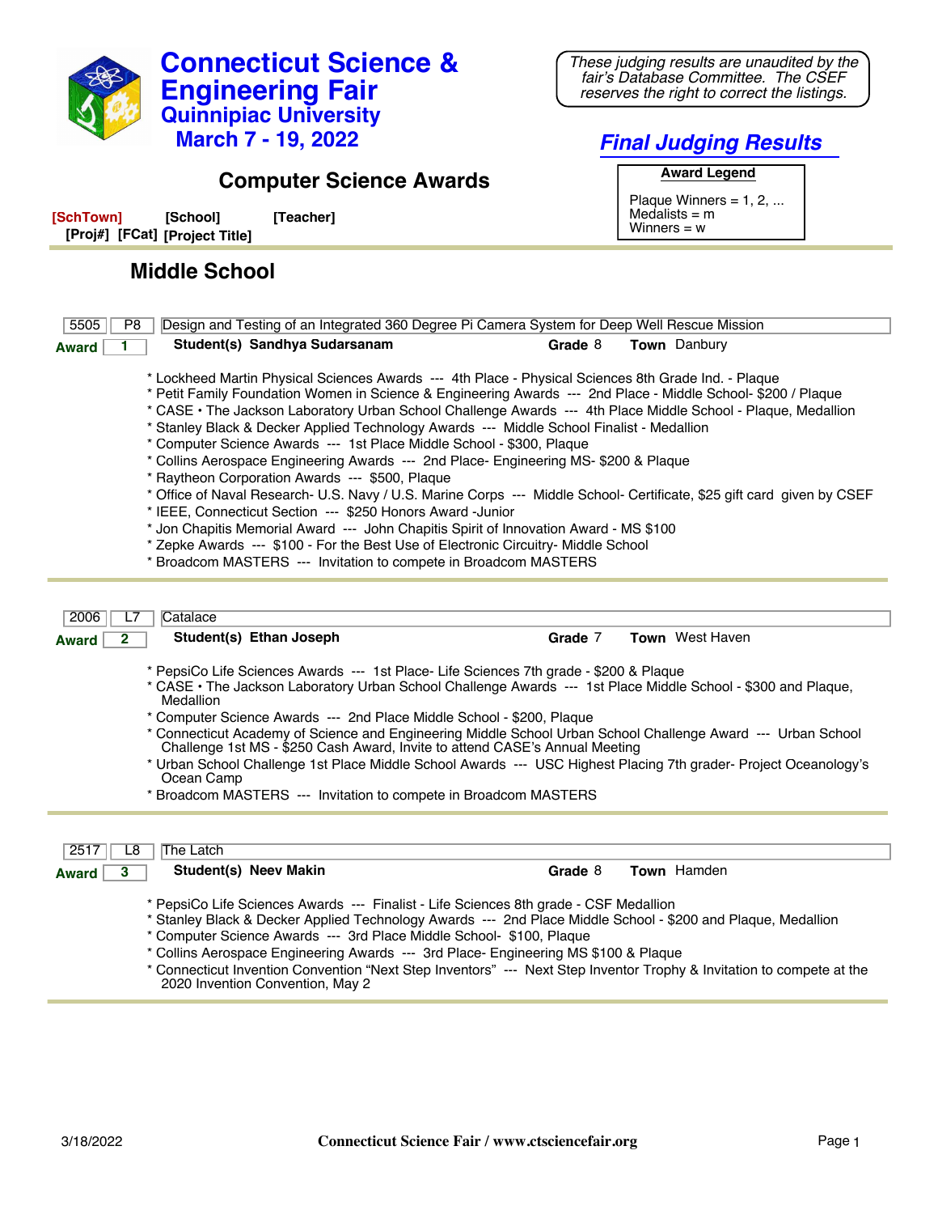# Connecticut Science & Engineering Fair

## Quinnipiac University

**March 7 - 19, 2022**

*These judging results are unaudited by the fair's Database Committee. The CSEF reserves the right to correct the listings.*

***Final Judging Results***

## Computer Science Awards

**Award Legend**

Plaque Winners = 1, 2, ...
Medalists = m
Winners = w

**[SchTown]** **[School]** **[Teacher]**
**[Proj#]** **[FCat]** **[Project Title]**

### Middle School

| 5505 | P8 | Design and Testing of an Integrated 360 Degree Pi Camera System for Deep Well Rescue Mission |
|---|---|---|

**Award** 1 **Student(s)** Sandhya Sudarsanam **Grade** 8 **Town** Danbury

* Lockheed Martin Physical Sciences Awards --- 4th Place - Physical Sciences 8th Grade Ind. - Plaque
* Petit Family Foundation Women in Science & Engineering Awards --- 2nd Place - Middle School- $200 / Plaque
* CASE • The Jackson Laboratory Urban School Challenge Awards --- 4th Place Middle School - Plaque, Medallion
* Stanley Black & Decker Applied Technology Awards --- Middle School Finalist - Medallion
* Computer Science Awards --- 1st Place Middle School - $300, Plaque
* Collins Aerospace Engineering Awards --- 2nd Place- Engineering MS- $200 & Plaque
* Raytheon Corporation Awards --- $500, Plaque
* Office of Naval Research- U.S. Navy / U.S. Marine Corps --- Middle School- Certificate, $25 gift card given by CSEF
* IEEE, Connecticut Section --- $250 Honors Award -Junior
* Jon Chapitis Memorial Award --- John Chapitis Spirit of Innovation Award - MS $100
* Zepke Awards --- $100 - For the Best Use of Electronic Circuitry- Middle School
* Broadcom MASTERS --- Invitation to compete in Broadcom MASTERS

| 2006 | L7 | Catalace |
|---|---|---|

**Award** 2 **Student(s)** Ethan Joseph **Grade** 7 **Town** West Haven

* PepsiCo Life Sciences Awards --- 1st Place- Life Sciences 7th grade - $200 & Plaque
* CASE • The Jackson Laboratory Urban School Challenge Awards --- 1st Place Middle School - $300 and Plaque, Medallion
* Computer Science Awards --- 2nd Place Middle School - $200, Plaque
* Connecticut Academy of Science and Engineering Middle School Urban School Challenge Award --- Urban School Challenge 1st MS - $250 Cash Award, Invite to attend CASE's Annual Meeting
* Urban School Challenge 1st Place Middle School Awards --- USC Highest Placing 7th grader- Project Oceanology's Ocean Camp
* Broadcom MASTERS --- Invitation to compete in Broadcom MASTERS

| 2517 | L8 | The Latch |
|---|---|---|

**Award** 3 **Student(s)** Neev Makin **Grade** 8 **Town** Hamden

* PepsiCo Life Sciences Awards --- Finalist - Life Sciences 8th grade - CSF Medallion
* Stanley Black & Decker Applied Technology Awards --- 2nd Place Middle School - $200 and Plaque, Medallion
* Computer Science Awards --- 3rd Place Middle School- $100, Plaque
* Collins Aerospace Engineering Awards --- 3rd Place- Engineering MS $100 & Plaque
* Connecticut Invention Convention "Next Step Inventors" --- Next Step Inventor Trophy & Invitation to compete at the 2020 Invention Convention, May 2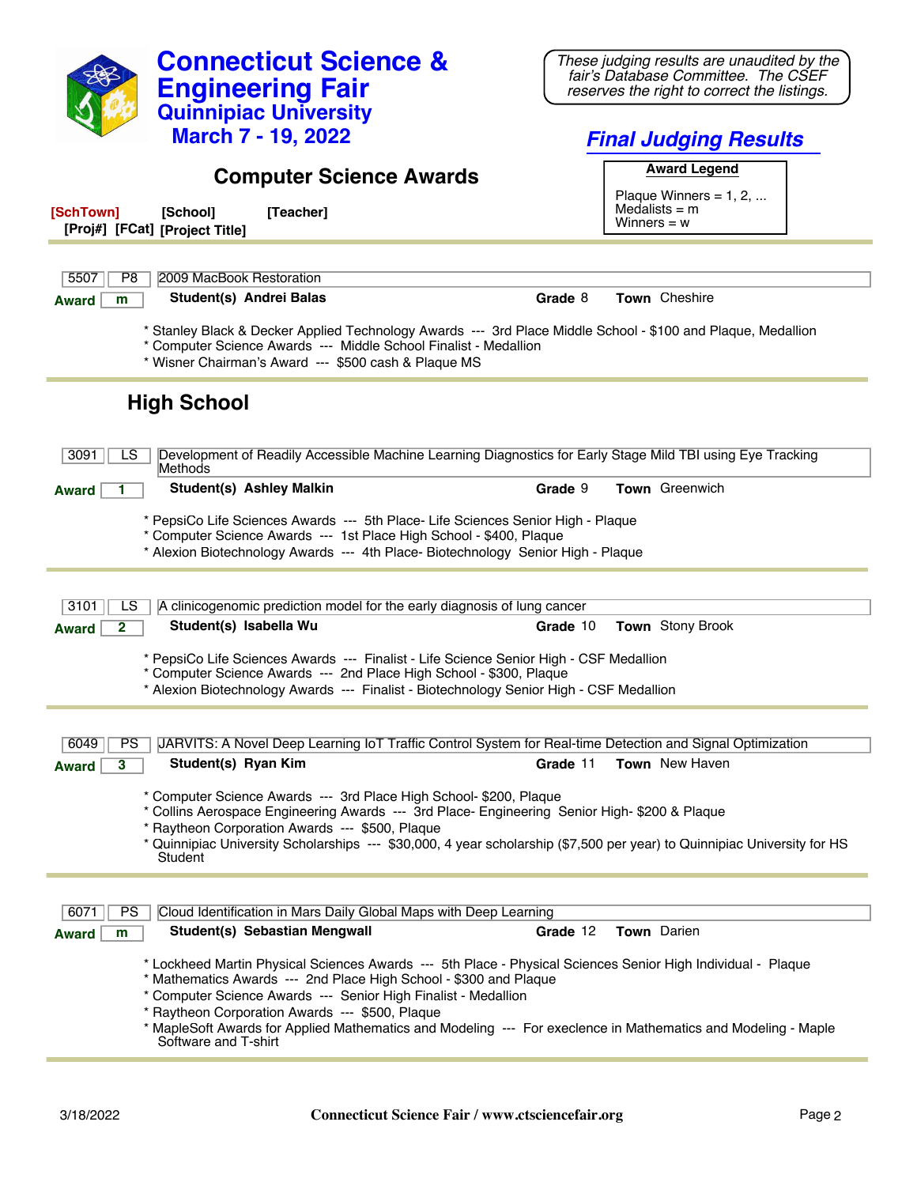# Connecticut Science & Engineering Fair
## Quinnipiac University
## March 7 - 19, 2022

*These judging results are unaudited by the fair's Database Committee. The CSEF reserves the right to correct the listings.*

***Final Judging Results***

## Computer Science Awards

**Award Legend**

Plaque Winners = 1, 2, ...
Medalists = m
Winners = w

**[SchTown]** **[School]** **[Teacher]**
**[Proj#]** **[FCat]** **[Project Title]**

---

5507 | P8 | 2009 MacBook Restoration

**Award** m — **Student(s) Andrei Balas** — **Grade** 8 — **Town** Cheshire

* Stanley Black & Decker Applied Technology Awards --- 3rd Place Middle School - $100 and Plaque, Medallion
* Computer Science Awards --- Middle School Finalist - Medallion
* Wisner Chairman's Award --- $500 cash & Plaque MS

---

## High School

3091 | LS | Development of Readily Accessible Machine Learning Diagnostics for Early Stage Mild TBI using Eye Tracking Methods

**Award** 1 — **Student(s) Ashley Malkin** — **Grade** 9 — **Town** Greenwich

* PepsiCo Life Sciences Awards --- 5th Place- Life Sciences Senior High - Plaque
* Computer Science Awards --- 1st Place High School - $400, Plaque
* Alexion Biotechnology Awards --- 4th Place- Biotechnology Senior High - Plaque

---

3101 | LS | A clinicogenomic prediction model for the early diagnosis of lung cancer

**Award** 2 — **Student(s) Isabella Wu** — **Grade** 10 — **Town** Stony Brook

* PepsiCo Life Sciences Awards --- Finalist - Life Science Senior High - CSF Medallion
* Computer Science Awards --- 2nd Place High School - $300, Plaque
* Alexion Biotechnology Awards --- Finalist - Biotechnology Senior High - CSF Medallion

---

6049 | PS | JARVITS: A Novel Deep Learning IoT Traffic Control System for Real-time Detection and Signal Optimization

**Award** 3 — **Student(s) Ryan Kim** — **Grade** 11 — **Town** New Haven

* Computer Science Awards --- 3rd Place High School- $200, Plaque
* Collins Aerospace Engineering Awards --- 3rd Place- Engineering Senior High- $200 & Plaque
* Raytheon Corporation Awards --- $500, Plaque
* Quinnipiac University Scholarships --- $30,000, 4 year scholarship ($7,500 per year) to Quinnipiac University for HS Student

---

6071 | PS | Cloud Identification in Mars Daily Global Maps with Deep Learning

**Award** m — **Student(s) Sebastian Mengwall** — **Grade** 12 — **Town** Darien

* Lockheed Martin Physical Sciences Awards --- 5th Place - Physical Sciences Senior High Individual - Plaque
* Mathematics Awards --- 2nd Place High School - $300 and Plaque
* Computer Science Awards --- Senior High Finalist - Medallion
* Raytheon Corporation Awards --- $500, Plaque
* MapleSoft Awards for Applied Mathematics and Modeling --- For exelence in Mathematics and Modeling - Maple Software and T-shirt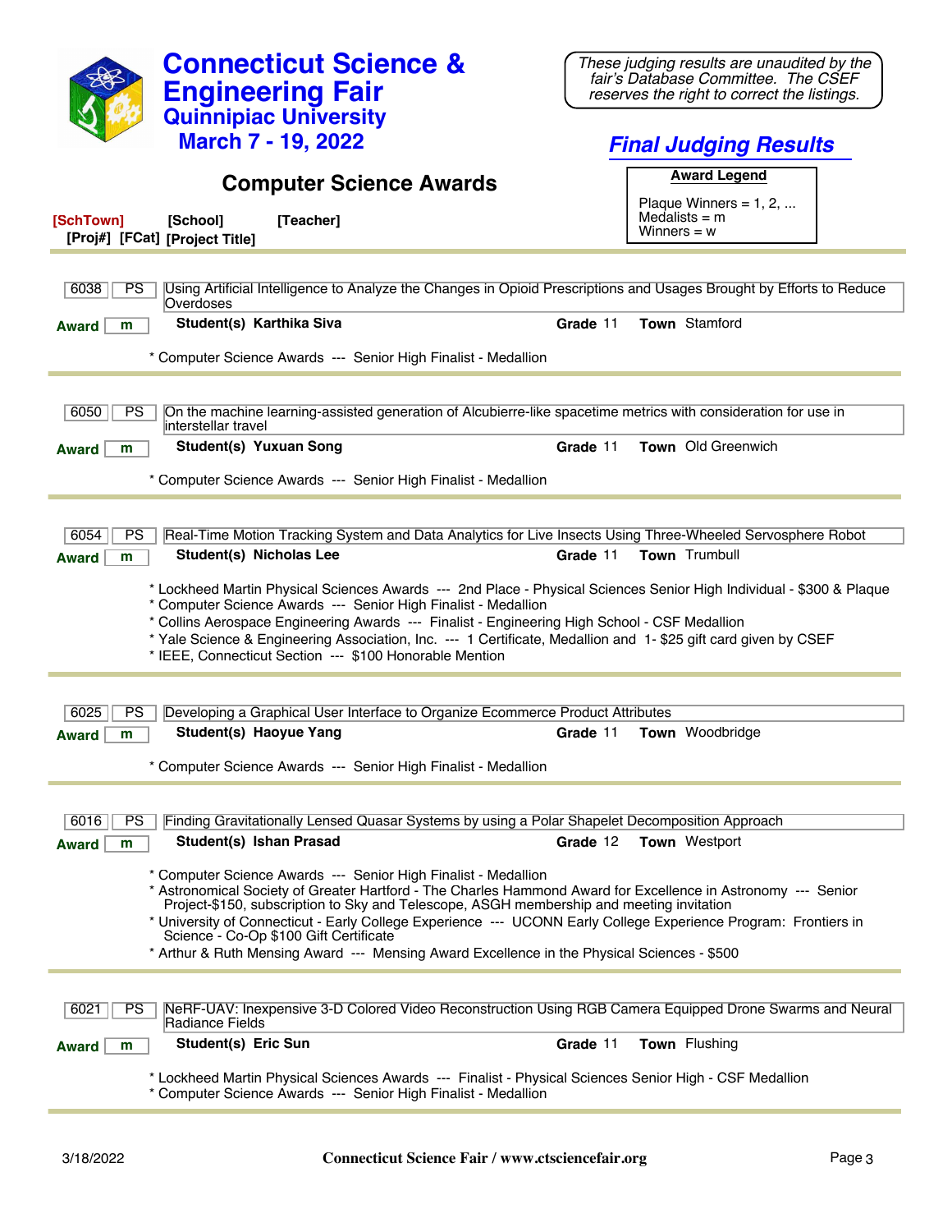# Connecticut Science & Engineering Fair
## Quinnipiac University
## March 7 - 19, 2022

*These judging results are unaudited by the fair's Database Committee. The CSEF reserves the right to correct the listings.*

## Final Judging Results

## Computer Science Awards

**Award Legend**
Plaque Winners = 1, 2, ...
Medalists = m
Winners = w

[SchTown] [School] [Teacher]
[Proj#] [FCat] [Project Title]

---

**6038** | **PS** | Using Artificial Intelligence to Analyze the Changes in Opioid Prescriptions and Usages Brought by Efforts to Reduce Overdoses

**Award** m — **Student(s)** Karthika Siva — **Grade** 11 — **Town** Stamford

* Computer Science Awards --- Senior High Finalist - Medallion

---

**6050** | **PS** | On the machine learning-assisted generation of Alcubierre-like spacetime metrics with consideration for use in interstellar travel

**Award** m — **Student(s)** Yuxuan Song — **Grade** 11 — **Town** Old Greenwich

* Computer Science Awards --- Senior High Finalist - Medallion

---

**6054** | **PS** | Real-Time Motion Tracking System and Data Analytics for Live Insects Using Three-Wheeled Servosphere Robot

**Award** m — **Student(s)** Nicholas Lee — **Grade** 11 — **Town** Trumbull

* Lockheed Martin Physical Sciences Awards --- 2nd Place - Physical Sciences Senior High Individual - $300 & Plaque
* Computer Science Awards --- Senior High Finalist - Medallion
* Collins Aerospace Engineering Awards --- Finalist - Engineering High School - CSF Medallion
* Yale Science & Engineering Association, Inc. --- 1 Certificate, Medallion and 1- $25 gift card given by CSEF
* IEEE, Connecticut Section --- $100 Honorable Mention

---

**6025** | **PS** | Developing a Graphical User Interface to Organize Ecommerce Product Attributes

**Award** m — **Student(s)** Haoyue Yang — **Grade** 11 — **Town** Woodbridge

* Computer Science Awards --- Senior High Finalist - Medallion

---

**6016** | **PS** | Finding Gravitationally Lensed Quasar Systems by using a Polar Shapelet Decomposition Approach

**Award** m — **Student(s)** Ishan Prasad — **Grade** 12 — **Town** Westport

* Computer Science Awards --- Senior High Finalist - Medallion
* Astronomical Society of Greater Hartford - The Charles Hammond Award for Excellence in Astronomy --- Senior Project-$150, subscription to Sky and Telescope, ASGH membership and meeting invitation
* University of Connecticut - Early College Experience --- UCONN Early College Experience Program: Frontiers in Science - Co-Op $100 Gift Certificate
* Arthur & Ruth Mensing Award --- Mensing Award Excellence in the Physical Sciences - $500

---

**6021** | **PS** | NeRF-UAV: Inexpensive 3-D Colored Video Reconstruction Using RGB Camera Equipped Drone Swarms and Neural Radiance Fields

**Award** m — **Student(s)** Eric Sun — **Grade** 11 — **Town** Flushing

* Lockheed Martin Physical Sciences Awards --- Finalist - Physical Sciences Senior High - CSF Medallion
* Computer Science Awards --- Senior High Finalist - Medallion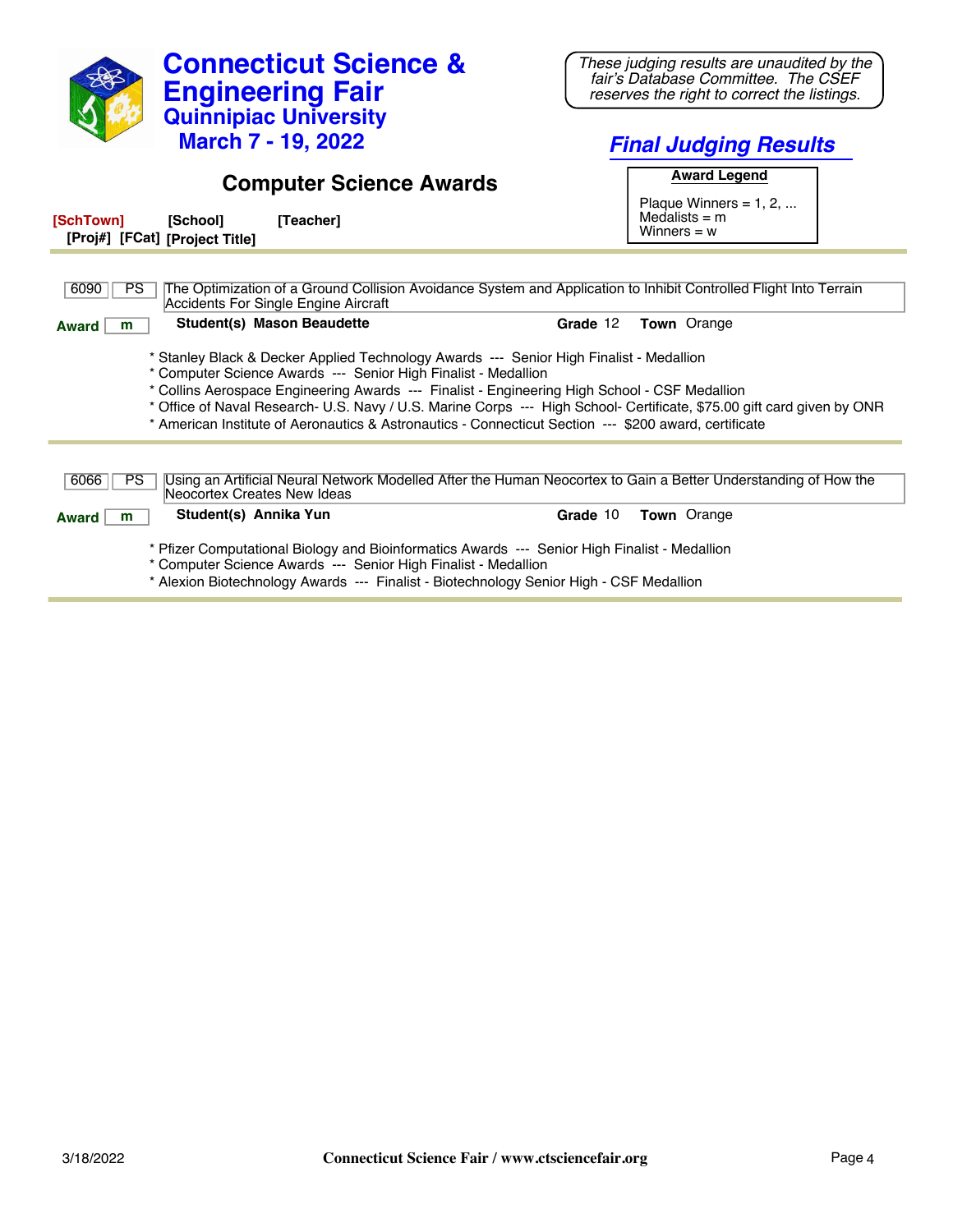# Connecticut Science & Engineering Fair
## Quinnipiac University
## March 7 - 19, 2022

*These judging results are unaudited by the fair's Database Committee. The CSEF reserves the right to correct the listings.*

***Final Judging Results***

## Computer Science Awards

**Award Legend**

Plaque Winners = 1, 2, ...
Medalists = m
Winners = w

[SchTown] [School] [Teacher]
[Proj#] [FCat] [Project Title]

---

**6090** | **PS** | The Optimization of a Ground Collision Avoidance System and Application to Inhibit Controlled Flight Into Terrain Accidents For Single Engine Aircraft

**Award** m — **Student(s)** Mason Beaudette — **Grade** 12 — **Town** Orange

* Stanley Black & Decker Applied Technology Awards --- Senior High Finalist - Medallion
* Computer Science Awards --- Senior High Finalist - Medallion
* Collins Aerospace Engineering Awards --- Finalist - Engineering High School - CSF Medallion
* Office of Naval Research- U.S. Navy / U.S. Marine Corps --- High School- Certificate, $75.00 gift card given by ONR
* American Institute of Aeronautics & Astronautics - Connecticut Section --- $200 award, certificate

---

**6066** | **PS** | Using an Artificial Neural Network Modelled After the Human Neocortex to Gain a Better Understanding of How the Neocortex Creates New Ideas

**Award** m — **Student(s)** Annika Yun — **Grade** 10 — **Town** Orange

* Pfizer Computational Biology and Bioinformatics Awards --- Senior High Finalist - Medallion
* Computer Science Awards --- Senior High Finalist - Medallion
* Alexion Biotechnology Awards --- Finalist - Biotechnology Senior High - CSF Medallion

---

3/18/2022 — Connecticut Science Fair / www.ctsciencefair.org